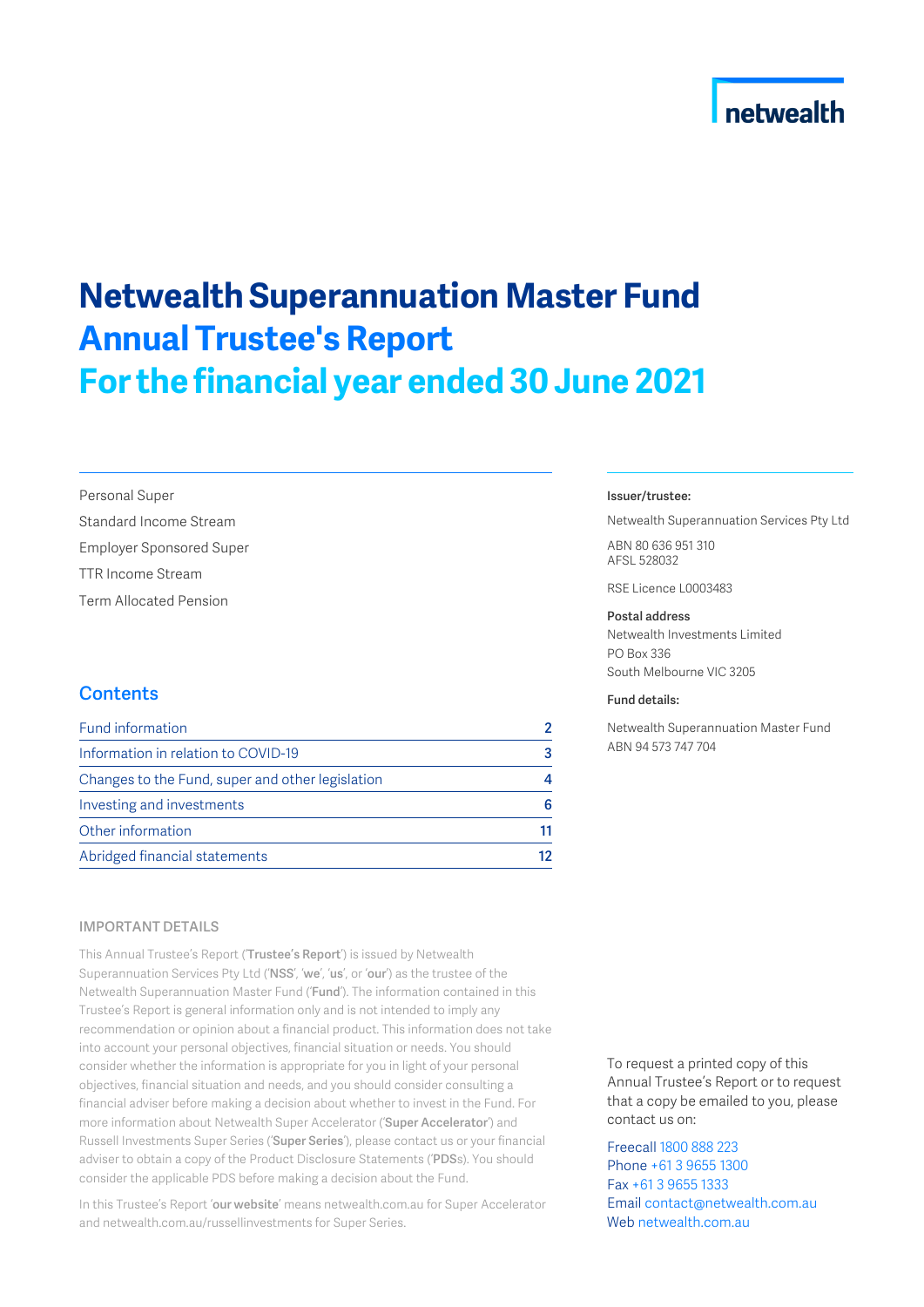netwealth

# Netwealth Superannuation Master Fund
## Annual Trustee's Report
## For the financial year ended 30 June 2021

Personal Super

Standard Income Stream

Employer Sponsored Super

TTR Income Stream

Term Allocated Pension

### Contents

| Section | Page |
|---|---|
| Fund information | 2 |
| Information in relation to COVID-19 | 3 |
| Changes to the Fund, super and other legislation | 4 |
| Investing and investments | 6 |
| Other information | 11 |
| Abridged financial statements | 12 |

**Issuer/trustee:**

Netwealth Superannuation Services Pty Ltd

ABN 80 636 951 310
AFSL 528032

RSE Licence L0003483

**Postal address**
Netwealth Investments Limited
PO Box 336
South Melbourne VIC 3205

**Fund details:**

Netwealth Superannuation Master Fund
ABN 94 573 747 704

#### IMPORTANT DETAILS

This Annual Trustee's Report ('**Trustee's Report**') is issued by Netwealth Superannuation Services Pty Ltd ('**NSS**', '**we**', '**us**', or '**our**') as the trustee of the Netwealth Superannuation Master Fund ('**Fund**'). The information contained in this Trustee's Report is general information only and is not intended to imply any recommendation or opinion about a financial product. This information does not take into account your personal objectives, financial situation or needs. You should consider whether the information is appropriate for you in light of your personal objectives, financial situation and needs, and you should consider consulting a financial adviser before making a decision about whether to invest in the Fund. For more information about Netwealth Super Accelerator ('**Super Accelerator**') and Russell Investments Super Series ('**Super Series**'), please contact us or your financial adviser to obtain a copy of the Product Disclosure Statements ('**PDS**s). You should consider the applicable PDS before making a decision about the Fund.

In this Trustee's Report '**our website**' means netwealth.com.au for Super Accelerator and netwealth.com.au/russellinvestments for Super Series.

To request a printed copy of this Annual Trustee's Report or to request that a copy be emailed to you, please contact us on:

Freecall 1800 888 223
Phone +61 3 9655 1300
Fax +61 3 9655 1333
Email contact@netwealth.com.au
Web netwealth.com.au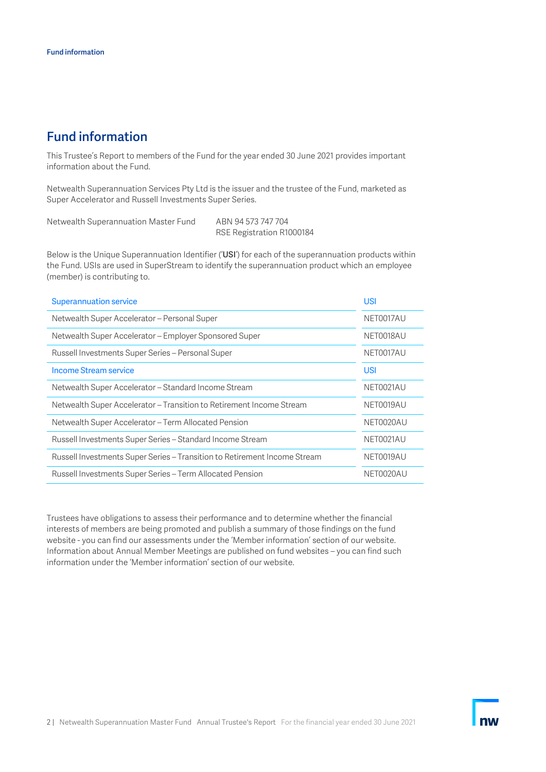# Fund information

This Trustee's Report to members of the Fund for the year ended 30 June 2021 provides important information about the Fund.

Netwealth Superannuation Services Pty Ltd is the issuer and the trustee of the Fund, marketed as Super Accelerator and Russell Investments Super Series.

Netwealth Superannuation Master Fund ABN 94 573 747 704
RSE Registration R1000184

Below is the Unique Superannuation Identifier ('**USI**') for each of the superannuation products within the Fund. USIs are used in SuperStream to identify the superannuation product which an employee (member) is contributing to.

| Superannuation service | USI |
|---|---|
| Netwealth Super Accelerator – Personal Super | NET0017AU |
| Netwealth Super Accelerator – Employer Sponsored Super | NET0018AU |
| Russell Investments Super Series – Personal Super | NET0017AU |
| **Income Stream service** | **USI** |
| Netwealth Super Accelerator – Standard Income Stream | NET0021AU |
| Netwealth Super Accelerator – Transition to Retirement Income Stream | NET0019AU |
| Netwealth Super Accelerator – Term Allocated Pension | NET0020AU |
| Russell Investments Super Series – Standard Income Stream | NET0021AU |
| Russell Investments Super Series – Transition to Retirement Income Stream | NET0019AU |
| Russell Investments Super Series – Term Allocated Pension | NET0020AU |

Trustees have obligations to assess their performance and to determine whether the financial interests of members are being promoted and publish a summary of those findings on the fund website - you can find our assessments under the 'Member information' section of our website. Information about Annual Member Meetings are published on fund websites – you can find such information under the 'Member information' section of our website.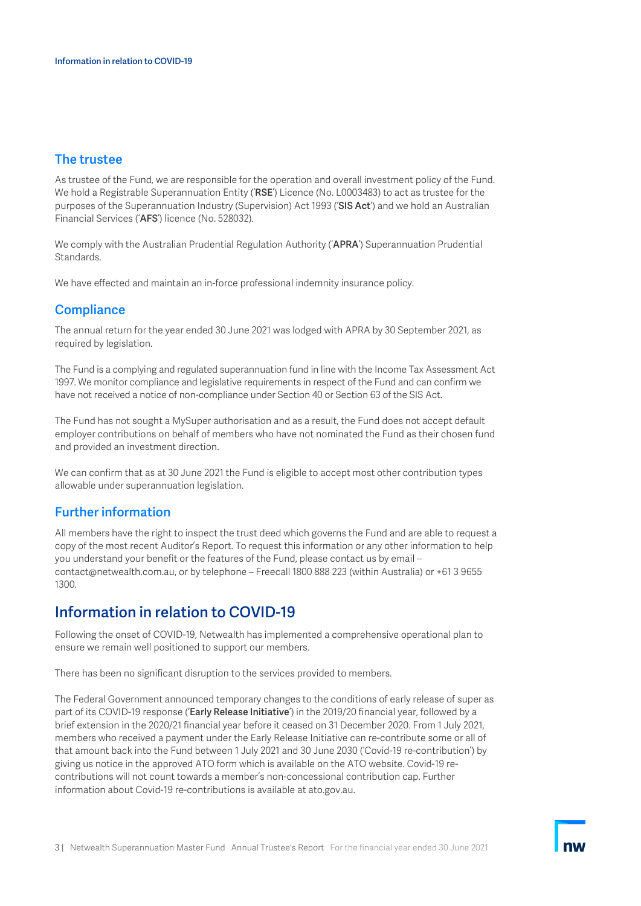## The trustee

As trustee of the Fund, we are responsible for the operation and overall investment policy of the Fund. We hold a Registrable Superannuation Entity ('**RSE**') Licence (No. L0003483) to act as trustee for the purposes of the Superannuation Industry (Supervision) Act 1993 ('**SIS Act**') and we hold an Australian Financial Services ('**AFS**') licence (No. 528032).

We comply with the Australian Prudential Regulation Authority ('**APRA**') Superannuation Prudential Standards.

We have effected and maintain an in-force professional indemnity insurance policy.

## Compliance

The annual return for the year ended 30 June 2021 was lodged with APRA by 30 September 2021, as required by legislation.

The Fund is a complying and regulated superannuation fund in line with the Income Tax Assessment Act 1997. We monitor compliance and legislative requirements in respect of the Fund and can confirm we have not received a notice of non-compliance under Section 40 or Section 63 of the SIS Act.

The Fund has not sought a MySuper authorisation and as a result, the Fund does not accept default employer contributions on behalf of members who have not nominated the Fund as their chosen fund and provided an investment direction.

We can confirm that as at 30 June 2021 the Fund is eligible to accept most other contribution types allowable under superannuation legislation.

## Further information

All members have the right to inspect the trust deed which governs the Fund and are able to request a copy of the most recent Auditor's Report. To request this information or any other information to help you understand your benefit or the features of the Fund, please contact us by email – contact@netwealth.com.au, or by telephone – Freecall 1800 888 223 (within Australia) or +61 3 9655 1300.

# Information in relation to COVID-19

Following the onset of COVID-19, Netwealth has implemented a comprehensive operational plan to ensure we remain well positioned to support our members.

There has been no significant disruption to the services provided to members.

The Federal Government announced temporary changes to the conditions of early release of super as part of its COVID-19 response ('**Early Release Initiative**') in the 2019/20 financial year, followed by a brief extension in the 2020/21 financial year before it ceased on 31 December 2020. From 1 July 2021, members who received a payment under the Early Release Initiative can re-contribute some or all of that amount back into the Fund between 1 July 2021 and 30 June 2030 ('Covid-19 re-contribution') by giving us notice in the approved ATO form which is available on the ATO website. Covid-19 re-contributions will not count towards a member's non-concessional contribution cap. Further information about Covid-19 re-contributions is available at ato.gov.au.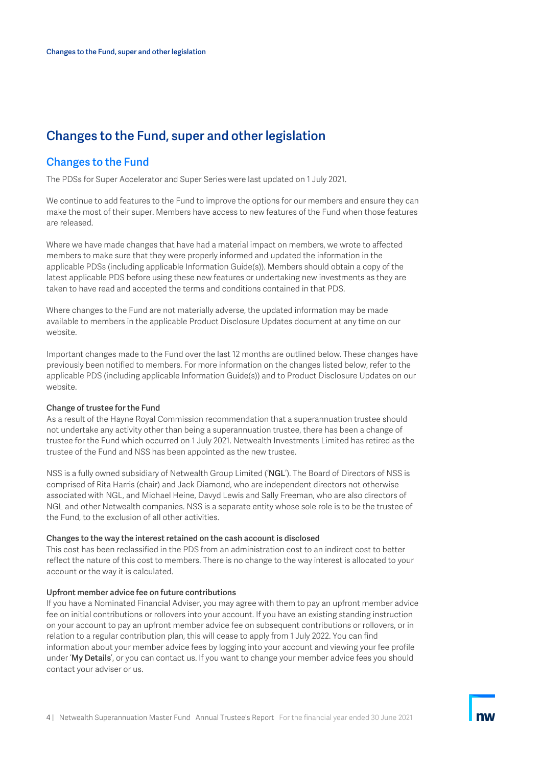# Changes to the Fund, super and other legislation

## Changes to the Fund

The PDSs for Super Accelerator and Super Series were last updated on 1 July 2021.

We continue to add features to the Fund to improve the options for our members and ensure they can make the most of their super. Members have access to new features of the Fund when those features are released.

Where we have made changes that have had a material impact on members, we wrote to affected members to make sure that they were properly informed and updated the information in the applicable PDSs (including applicable Information Guide(s)). Members should obtain a copy of the latest applicable PDS before using these new features or undertaking new investments as they are taken to have read and accepted the terms and conditions contained in that PDS.

Where changes to the Fund are not materially adverse, the updated information may be made available to members in the applicable Product Disclosure Updates document at any time on our website.

Important changes made to the Fund over the last 12 months are outlined below. These changes have previously been notified to members. For more information on the changes listed below, refer to the applicable PDS (including applicable Information Guide(s)) and to Product Disclosure Updates on our website.

#### Change of trustee for the Fund

As a result of the Hayne Royal Commission recommendation that a superannuation trustee should not undertake any activity other than being a superannuation trustee, there has been a change of trustee for the Fund which occurred on 1 July 2021. Netwealth Investments Limited has retired as the trustee of the Fund and NSS has been appointed as the new trustee.

NSS is a fully owned subsidiary of Netwealth Group Limited ('**NGL**'). The Board of Directors of NSS is comprised of Rita Harris (chair) and Jack Diamond, who are independent directors not otherwise associated with NGL, and Michael Heine, Davyd Lewis and Sally Freeman, who are also directors of NGL and other Netwealth companies. NSS is a separate entity whose sole role is to be the trustee of the Fund, to the exclusion of all other activities.

#### Changes to the way the interest retained on the cash account is disclosed

This cost has been reclassified in the PDS from an administration cost to an indirect cost to better reflect the nature of this cost to members. There is no change to the way interest is allocated to your account or the way it is calculated.

#### Upfront member advice fee on future contributions

If you have a Nominated Financial Adviser, you may agree with them to pay an upfront member advice fee on initial contributions or rollovers into your account. If you have an existing standing instruction on your account to pay an upfront member advice fee on subsequent contributions or rollovers, or in relation to a regular contribution plan, this will cease to apply from 1 July 2022. You can find information about your member advice fees by logging into your account and viewing your fee profile under '**My Details**', or you can contact us. If you want to change your member advice fees you should contact your adviser or us.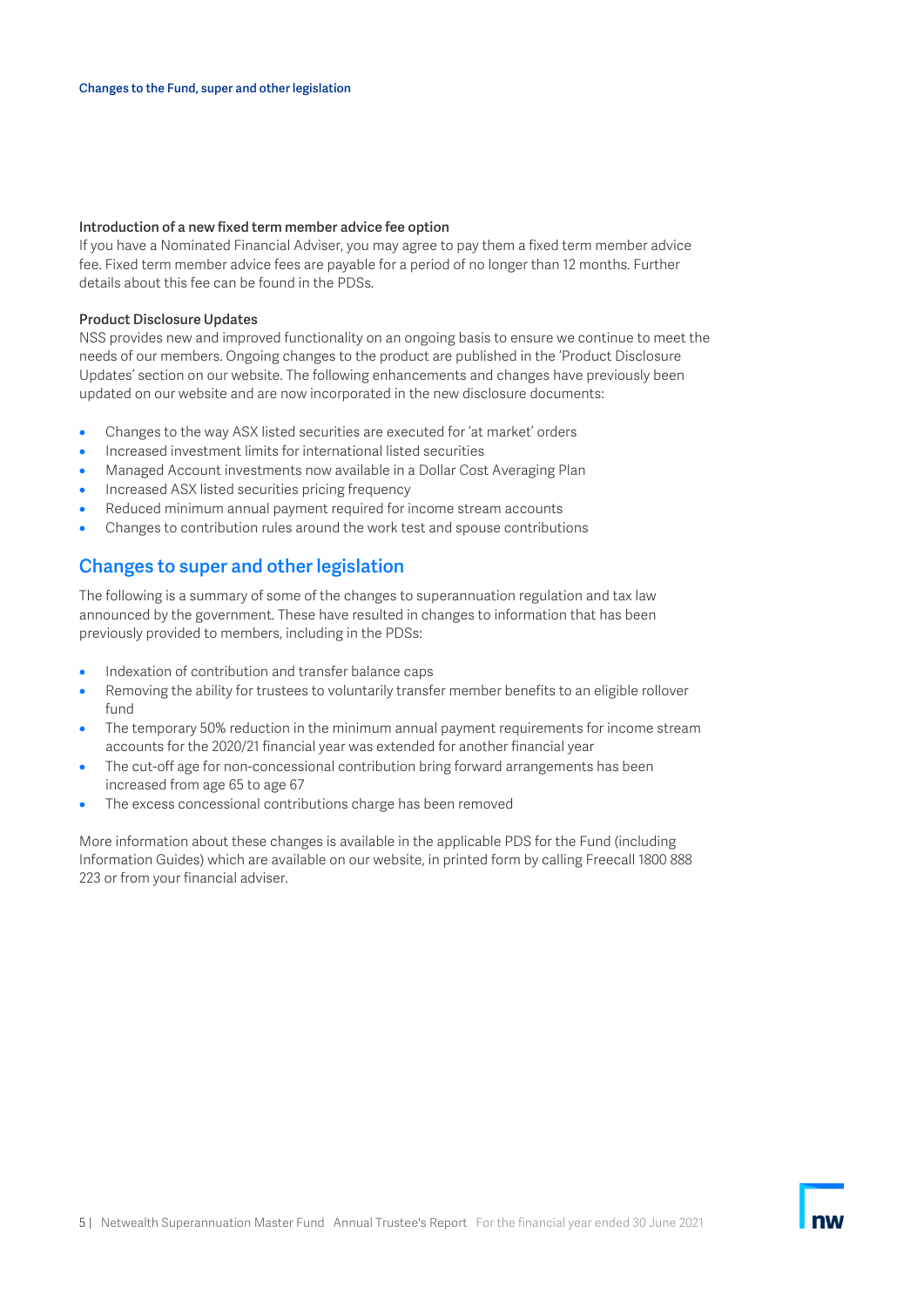### Introduction of a new fixed term member advice fee option

If you have a Nominated Financial Adviser, you may agree to pay them a fixed term member advice fee. Fixed term member advice fees are payable for a period of no longer than 12 months. Further details about this fee can be found in the PDSs.

### Product Disclosure Updates

NSS provides new and improved functionality on an ongoing basis to ensure we continue to meet the needs of our members. Ongoing changes to the product are published in the 'Product Disclosure Updates' section on our website. The following enhancements and changes have previously been updated on our website and are now incorporated in the new disclosure documents:

- Changes to the way ASX listed securities are executed for 'at market' orders
- Increased investment limits for international listed securities
- Managed Account investments now available in a Dollar Cost Averaging Plan
- Increased ASX listed securities pricing frequency
- Reduced minimum annual payment required for income stream accounts
- Changes to contribution rules around the work test and spouse contributions

## Changes to super and other legislation

The following is a summary of some of the changes to superannuation regulation and tax law announced by the government. These have resulted in changes to information that has been previously provided to members, including in the PDSs:

- Indexation of contribution and transfer balance caps
- Removing the ability for trustees to voluntarily transfer member benefits to an eligible rollover fund
- The temporary 50% reduction in the minimum annual payment requirements for income stream accounts for the 2020/21 financial year was extended for another financial year
- The cut-off age for non-concessional contribution bring forward arrangements has been increased from age 65 to age 67
- The excess concessional contributions charge has been removed

More information about these changes is available in the applicable PDS for the Fund (including Information Guides) which are available on our website, in printed form by calling Freecall 1800 888 223 or from your financial adviser.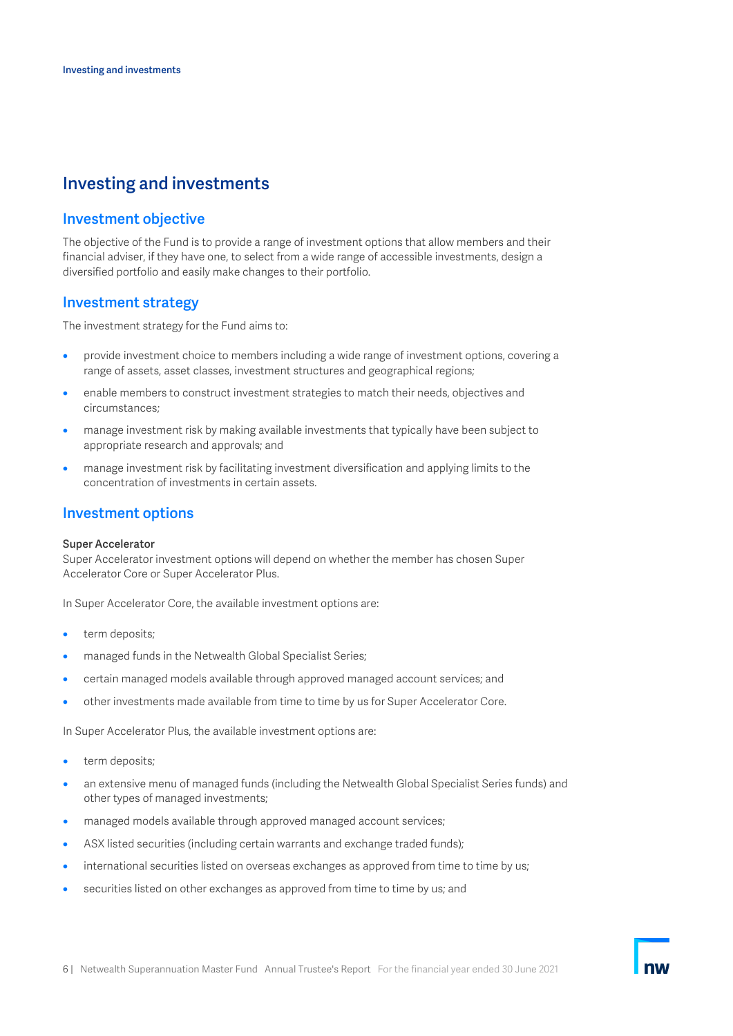# Investing and investments

## Investment objective

The objective of the Fund is to provide a range of investment options that allow members and their financial adviser, if they have one, to select from a wide range of accessible investments, design a diversified portfolio and easily make changes to their portfolio.

## Investment strategy

The investment strategy for the Fund aims to:

- provide investment choice to members including a wide range of investment options, covering a range of assets, asset classes, investment structures and geographical regions;
- enable members to construct investment strategies to match their needs, objectives and circumstances;
- manage investment risk by making available investments that typically have been subject to appropriate research and approvals; and
- manage investment risk by facilitating investment diversification and applying limits to the concentration of investments in certain assets.

## Investment options

**Super Accelerator**

Super Accelerator investment options will depend on whether the member has chosen Super Accelerator Core or Super Accelerator Plus.

In Super Accelerator Core, the available investment options are:

- term deposits;
- managed funds in the Netwealth Global Specialist Series;
- certain managed models available through approved managed account services; and
- other investments made available from time to time by us for Super Accelerator Core.

In Super Accelerator Plus, the available investment options are:

- term deposits;
- an extensive menu of managed funds (including the Netwealth Global Specialist Series funds) and other types of managed investments;
- managed models available through approved managed account services;
- ASX listed securities (including certain warrants and exchange traded funds);
- international securities listed on overseas exchanges as approved from time to time by us;
- securities listed on other exchanges as approved from time to time by us; and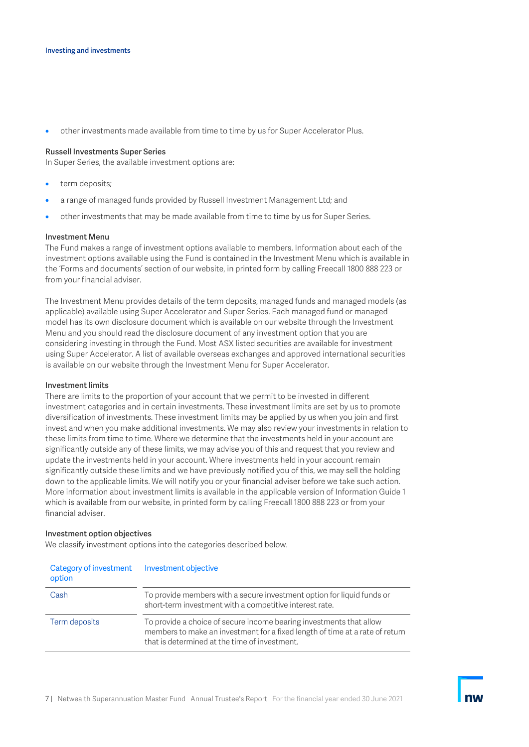- other investments made available from time to time by us for Super Accelerator Plus.

**Russell Investments Super Series**

In Super Series, the available investment options are:

- term deposits;
- a range of managed funds provided by Russell Investment Management Ltd; and
- other investments that may be made available from time to time by us for Super Series.

**Investment Menu**

The Fund makes a range of investment options available to members. Information about each of the investment options available using the Fund is contained in the Investment Menu which is available in the 'Forms and documents' section of our website, in printed form by calling Freecall 1800 888 223 or from your financial adviser.

The Investment Menu provides details of the term deposits, managed funds and managed models (as applicable) available using Super Accelerator and Super Series. Each managed fund or managed model has its own disclosure document which is available on our website through the Investment Menu and you should read the disclosure document of any investment option that you are considering investing in through the Fund. Most ASX listed securities are available for investment using Super Accelerator. A list of available overseas exchanges and approved international securities is available on our website through the Investment Menu for Super Accelerator.

**Investment limits**

There are limits to the proportion of your account that we permit to be invested in different investment categories and in certain investments. These investment limits are set by us to promote diversification of investments. These investment limits may be applied by us when you join and first invest and when you make additional investments. We may also review your investments in relation to these limits from time to time. Where we determine that the investments held in your account are significantly outside any of these limits, we may advise you of this and request that you review and update the investments held in your account. Where investments held in your account remain significantly outside these limits and we have previously notified you of this, we may sell the holding down to the applicable limits. We will notify you or your financial adviser before we take such action. More information about investment limits is available in the applicable version of Information Guide 1 which is available from our website, in printed form by calling Freecall 1800 888 223 or from your financial adviser.

**Investment option objectives**

We classify investment options into the categories described below.

| Category of investment option | Investment objective |
|---|---|
| Cash | To provide members with a secure investment option for liquid funds or short-term investment with a competitive interest rate. |
| Term deposits | To provide a choice of secure income bearing investments that allow members to make an investment for a fixed length of time at a rate of return that is determined at the time of investment. |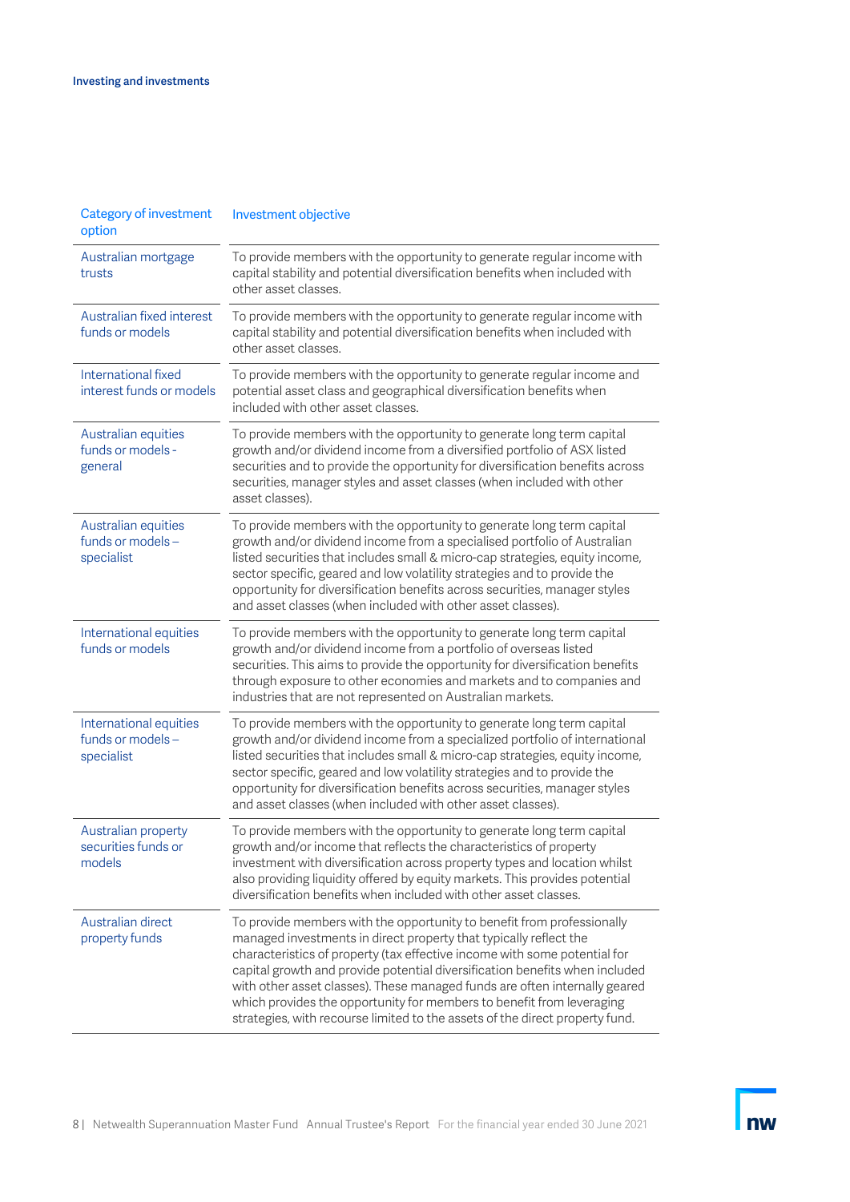| Category of investment option | Investment objective |
|---|---|
| Australian mortgage trusts | To provide members with the opportunity to generate regular income with capital stability and potential diversification benefits when included with other asset classes. |
| Australian fixed interest funds or models | To provide members with the opportunity to generate regular income with capital stability and potential diversification benefits when included with other asset classes. |
| International fixed interest funds or models | To provide members with the opportunity to generate regular income and potential asset class and geographical diversification benefits when included with other asset classes. |
| Australian equities funds or models - general | To provide members with the opportunity to generate long term capital growth and/or dividend income from a diversified portfolio of ASX listed securities and to provide the opportunity for diversification benefits across securities, manager styles and asset classes (when included with other asset classes). |
| Australian equities funds or models – specialist | To provide members with the opportunity to generate long term capital growth and/or dividend income from a specialised portfolio of Australian listed securities that includes small & micro-cap strategies, equity income, sector specific, geared and low volatility strategies and to provide the opportunity for diversification benefits across securities, manager styles and asset classes (when included with other asset classes). |
| International equities funds or models | To provide members with the opportunity to generate long term capital growth and/or dividend income from a portfolio of overseas listed securities. This aims to provide the opportunity for diversification benefits through exposure to other economies and markets and to companies and industries that are not represented on Australian markets. |
| International equities funds or models – specialist | To provide members with the opportunity to generate long term capital growth and/or dividend income from a specialized portfolio of international listed securities that includes small & micro-cap strategies, equity income, sector specific, geared and low volatility strategies and to provide the opportunity for diversification benefits across securities, manager styles and asset classes (when included with other asset classes). |
| Australian property securities funds or models | To provide members with the opportunity to generate long term capital growth and/or income that reflects the characteristics of property investment with diversification across property types and location whilst also providing liquidity offered by equity markets. This provides potential diversification benefits when included with other asset classes. |
| Australian direct property funds | To provide members with the opportunity to benefit from professionally managed investments in direct property that typically reflect the characteristics of property (tax effective income with some potential for capital growth and provide potential diversification benefits when included with other asset classes). These managed funds are often internally geared which provides the opportunity for members to benefit from leveraging strategies, with recourse limited to the assets of the direct property fund. |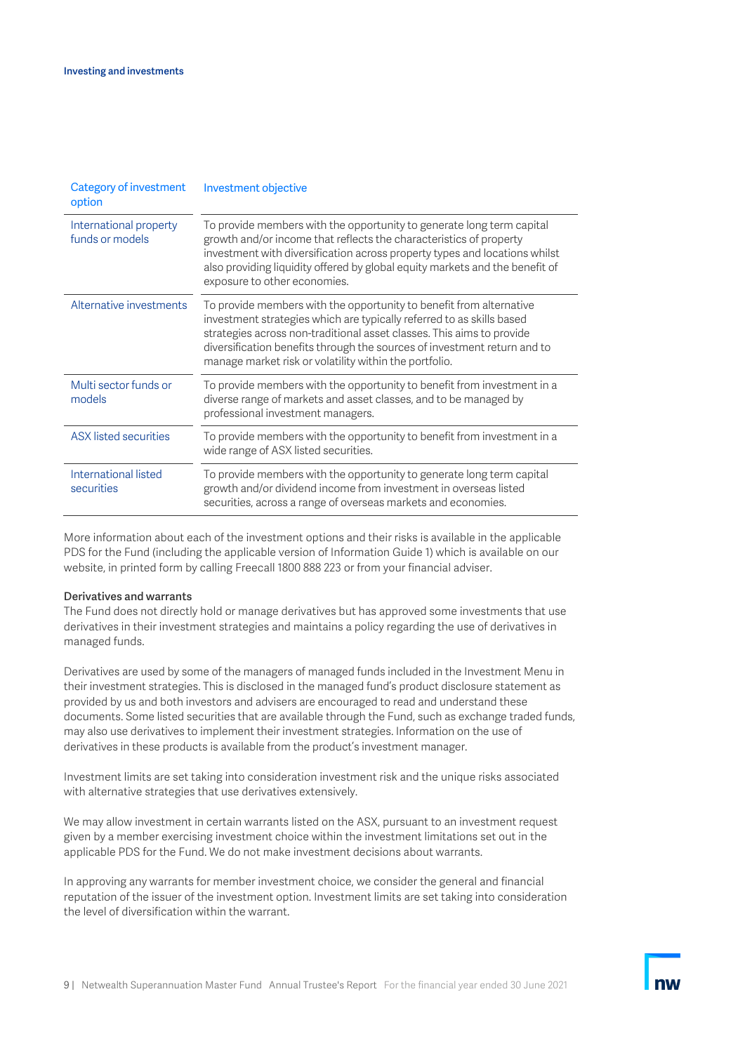| Category of investment option | Investment objective |
|---|---|
| International property funds or models | To provide members with the opportunity to generate long term capital growth and/or income that reflects the characteristics of property investment with diversification across property types and locations whilst also providing liquidity offered by global equity markets and the benefit of exposure to other economies. |
| Alternative investments | To provide members with the opportunity to benefit from alternative investment strategies which are typically referred to as skills based strategies across non-traditional asset classes. This aims to provide diversification benefits through the sources of investment return and to manage market risk or volatility within the portfolio. |
| Multi sector funds or models | To provide members with the opportunity to benefit from investment in a diverse range of markets and asset classes, and to be managed by professional investment managers. |
| ASX listed securities | To provide members with the opportunity to benefit from investment in a wide range of ASX listed securities. |
| International listed securities | To provide members with the opportunity to generate long term capital growth and/or dividend income from investment in overseas listed securities, across a range of overseas markets and economies. |

More information about each of the investment options and their risks is available in the applicable PDS for the Fund (including the applicable version of Information Guide 1) which is available on our website, in printed form by calling Freecall 1800 888 223 or from your financial adviser.

**Derivatives and warrants**

The Fund does not directly hold or manage derivatives but has approved some investments that use derivatives in their investment strategies and maintains a policy regarding the use of derivatives in managed funds.

Derivatives are used by some of the managers of managed funds included in the Investment Menu in their investment strategies. This is disclosed in the managed fund's product disclosure statement as provided by us and both investors and advisers are encouraged to read and understand these documents. Some listed securities that are available through the Fund, such as exchange traded funds, may also use derivatives to implement their investment strategies. Information on the use of derivatives in these products is available from the product's investment manager.

Investment limits are set taking into consideration investment risk and the unique risks associated with alternative strategies that use derivatives extensively.

We may allow investment in certain warrants listed on the ASX, pursuant to an investment request given by a member exercising investment choice within the investment limitations set out in the applicable PDS for the Fund. We do not make investment decisions about warrants.

In approving any warrants for member investment choice, we consider the general and financial reputation of the issuer of the investment option. Investment limits are set taking into consideration the level of diversification within the warrant.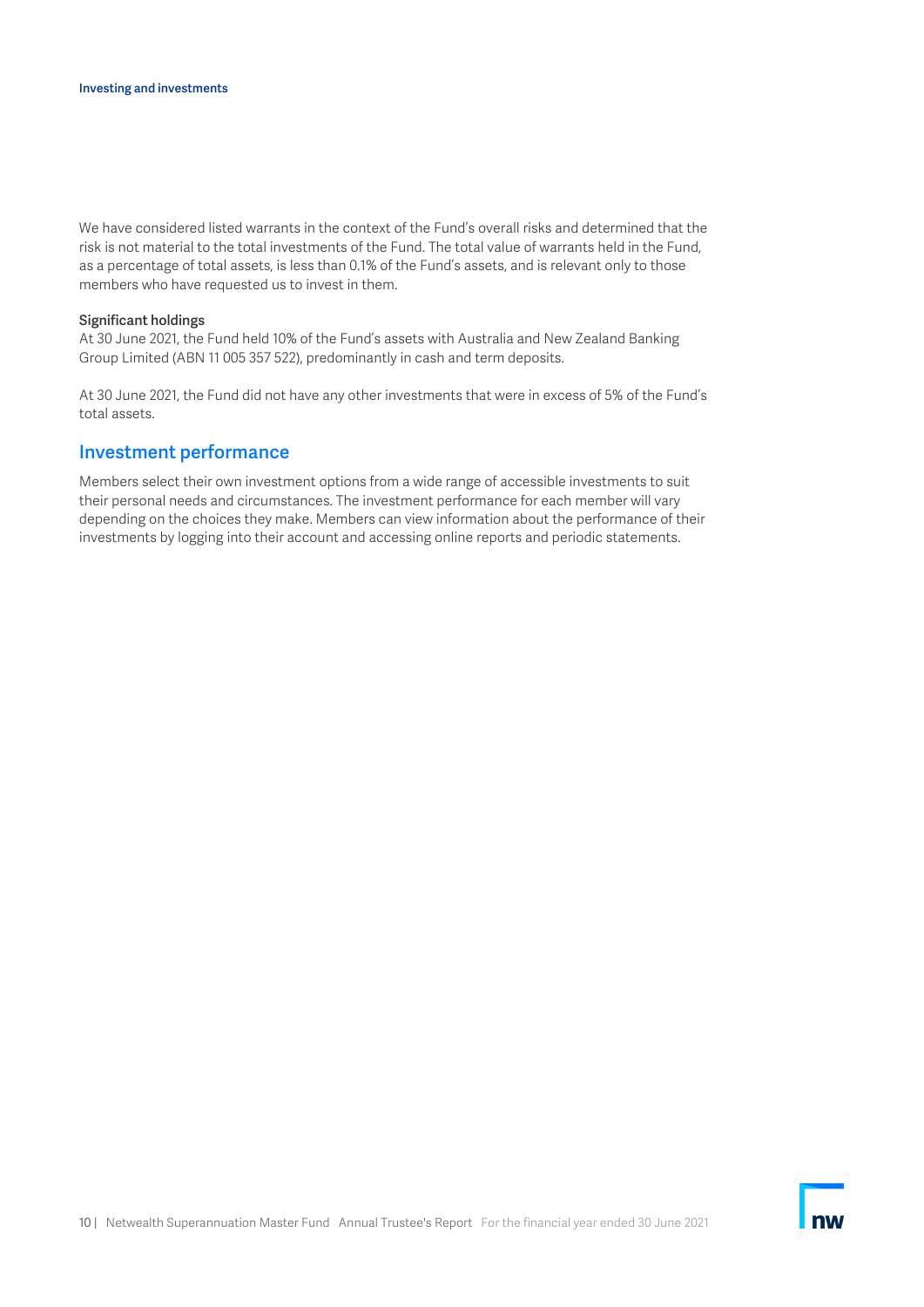We have considered listed warrants in the context of the Fund's overall risks and determined that the risk is not material to the total investments of the Fund. The total value of warrants held in the Fund, as a percentage of total assets, is less than 0.1% of the Fund's assets, and is relevant only to those members who have requested us to invest in them.

**Significant holdings**

At 30 June 2021, the Fund held 10% of the Fund's assets with Australia and New Zealand Banking Group Limited (ABN 11 005 357 522), predominantly in cash and term deposits.

At 30 June 2021, the Fund did not have any other investments that were in excess of 5% of the Fund's total assets.

## Investment performance

Members select their own investment options from a wide range of accessible investments to suit their personal needs and circumstances. The investment performance for each member will vary depending on the choices they make. Members can view information about the performance of their investments by logging into their account and accessing online reports and periodic statements.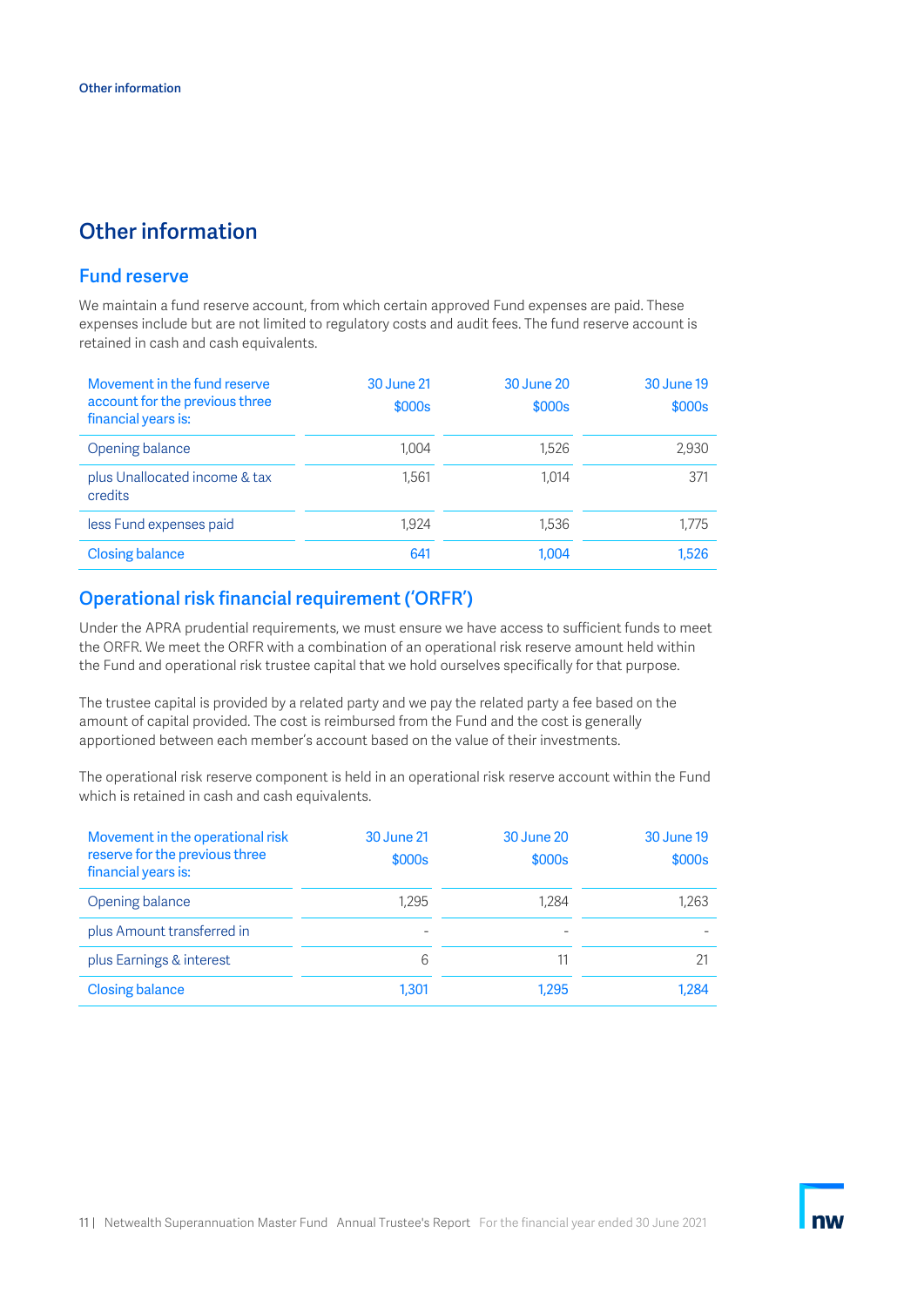# Other information

## Fund reserve

We maintain a fund reserve account, from which certain approved Fund expenses are paid. These expenses include but are not limited to regulatory costs and audit fees. The fund reserve account is retained in cash and cash equivalents.

| Movement in the fund reserve account for the previous three financial years is: | 30 June 21 $000s | 30 June 20 $000s | 30 June 19 $000s |
|---|---|---|---|
| Opening balance | 1,004 | 1,526 | 2,930 |
| plus Unallocated income & tax credits | 1,561 | 1,014 | 371 |
| less Fund expenses paid | 1,924 | 1,536 | 1,775 |
| Closing balance | 641 | 1,004 | 1,526 |

## Operational risk financial requirement ('ORFR')

Under the APRA prudential requirements, we must ensure we have access to sufficient funds to meet the ORFR. We meet the ORFR with a combination of an operational risk reserve amount held within the Fund and operational risk trustee capital that we hold ourselves specifically for that purpose.

The trustee capital is provided by a related party and we pay the related party a fee based on the amount of capital provided. The cost is reimbursed from the Fund and the cost is generally apportioned between each member's account based on the value of their investments.

The operational risk reserve component is held in an operational risk reserve account within the Fund which is retained in cash and cash equivalents.

| Movement in the operational risk reserve for the previous three financial years is: | 30 June 21 $000s | 30 June 20 $000s | 30 June 19 $000s |
|---|---|---|---|
| Opening balance | 1,295 | 1,284 | 1,263 |
| plus Amount transferred in | - | - | - |
| plus Earnings & interest | 6 | 11 | 21 |
| Closing balance | 1,301 | 1,295 | 1,284 |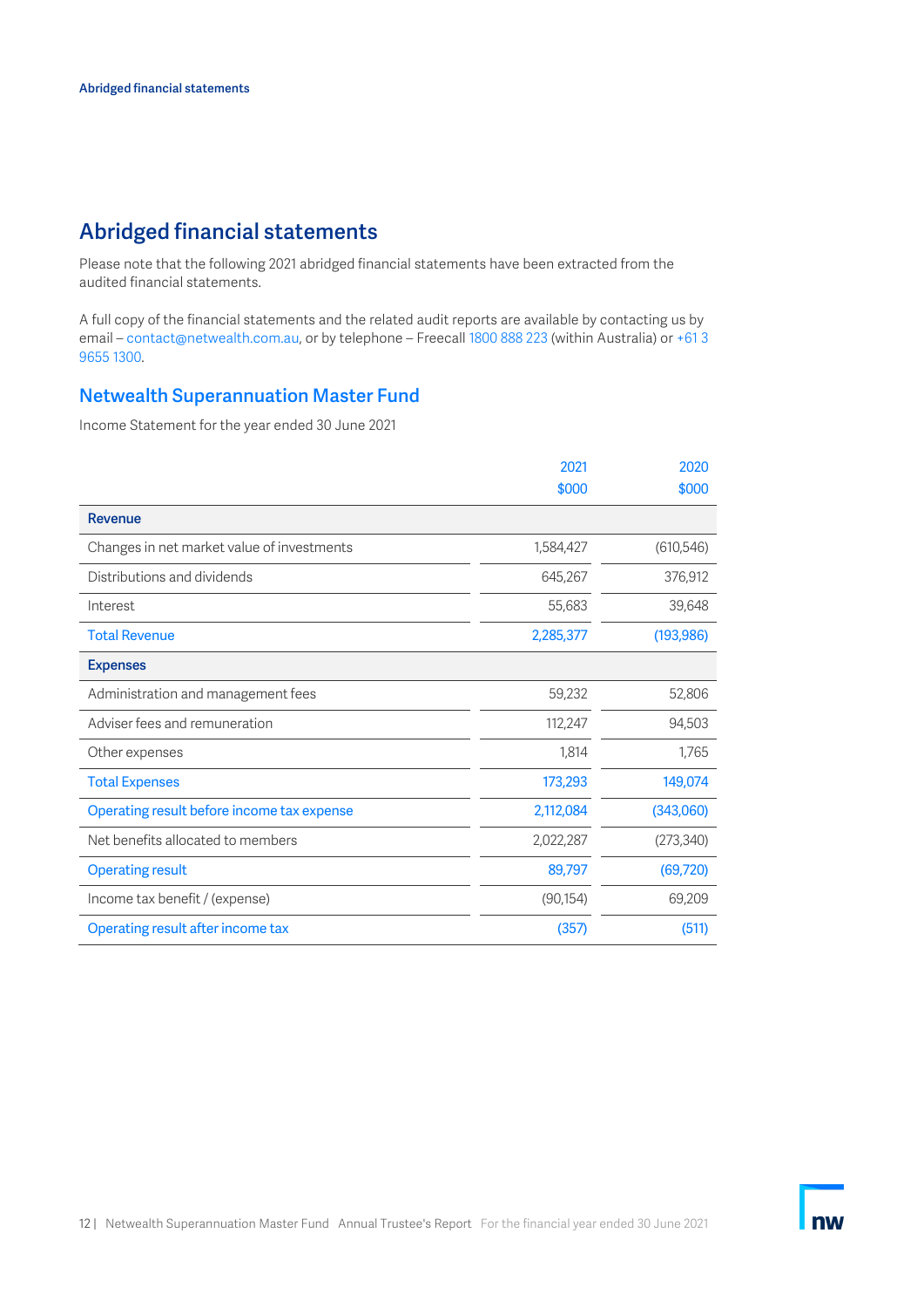# Abridged financial statements

Please note that the following 2021 abridged financial statements have been extracted from the audited financial statements.

A full copy of the financial statements and the related audit reports are available by contacting us by email – contact@netwealth.com.au, or by telephone – Freecall 1800 888 223 (within Australia) or +61 3 9655 1300.

## Netwealth Superannuation Master Fund

Income Statement for the year ended 30 June 2021

| | 2021 $000 | 2020 $000 |
|---|---|---|
| **Revenue** | | |
| Changes in net market value of investments | 1,584,427 | (610,546) |
| Distributions and dividends | 645,267 | 376,912 |
| Interest | 55,683 | 39,648 |
| Total Revenue | 2,285,377 | (193,986) |
| **Expenses** | | |
| Administration and management fees | 59,232 | 52,806 |
| Adviser fees and remuneration | 112,247 | 94,503 |
| Other expenses | 1,814 | 1,765 |
| Total Expenses | 173,293 | 149,074 |
| Operating result before income tax expense | 2,112,084 | (343,060) |
| Net benefits allocated to members | 2,022,287 | (273,340) |
| Operating result | 89,797 | (69,720) |
| Income tax benefit / (expense) | (90,154) | 69,209 |
| Operating result after income tax | (357) | (511) |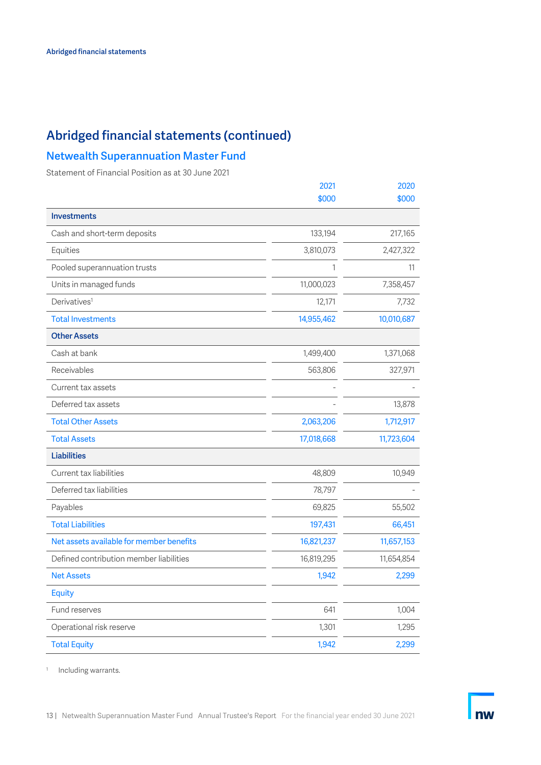# Abridged financial statements (continued)

## Netwealth Superannuation Master Fund

Statement of Financial Position as at 30 June 2021

| | 2021 $000 | 2020 $000 |
|---|---|---|
| **Investments** | | |
| Cash and short-term deposits | 133,194 | 217,165 |
| Equities | 3,810,073 | 2,427,322 |
| Pooled superannuation trusts | 1 | 11 |
| Units in managed funds | 11,000,023 | 7,358,457 |
| Derivatives[1] | 12,171 | 7,732 |
| Total Investments | 14,955,462 | 10,010,687 |
| **Other Assets** | | |
| Cash at bank | 1,499,400 | 1,371,068 |
| Receivables | 563,806 | 327,971 |
| Current tax assets | - | - |
| Deferred tax assets | - | 13,878 |
| Total Other Assets | 2,063,206 | 1,712,917 |
| Total Assets | 17,018,668 | 11,723,604 |
| **Liabilities** | | |
| Current tax liabilities | 48,809 | 10,949 |
| Deferred tax liabilities | 78,797 | - |
| Payables | 69,825 | 55,502 |
| Total Liabilities | 197,431 | 66,451 |
| Net assets available for member benefits | 16,821,237 | 11,657,153 |
| Defined contribution member liabilities | 16,819,295 | 11,654,854 |
| Net Assets | 1,942 | 2,299 |
| Equity | | |
| Fund reserves | 641 | 1,004 |
| Operational risk reserve | 1,301 | 1,295 |
| Total Equity | 1,942 | 2,299 |

[1] Including warrants.